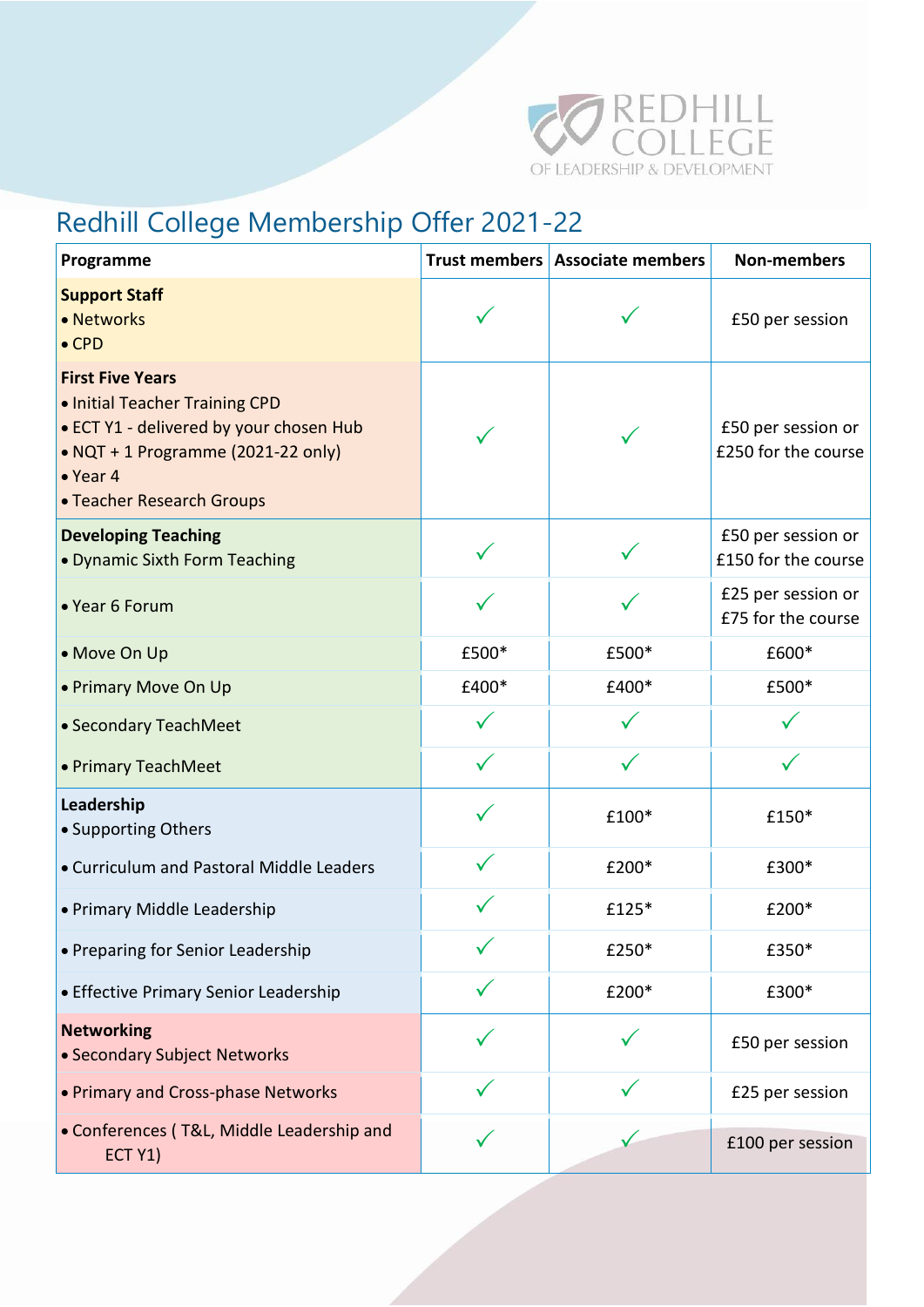# Redhill College Membership Offer 2021-22

| Programme | Trust members | Associate members | Non-members |
|---|---|---|---|
| **Support Staff**<br>• Networks<br>• CPD | ✓ | ✓ | £50 per session |
| **First Five Years**<br>• Initial Teacher Training CPD<br>• ECT Y1 - delivered by your chosen Hub<br>• NQT + 1 Programme (2021-22 only)<br>• Year 4<br>• Teacher Research Groups | ✓ | ✓ | £50 per session or £250 for the course |
| **Developing Teaching**<br>• Dynamic Sixth Form Teaching | ✓ | ✓ | £50 per session or £150 for the course |
| • Year 6 Forum | ✓ | ✓ | £25 per session or £75 for the course |
| • Move On Up | £500* | £500* | £600* |
| • Primary Move On Up | £400* | £400* | £500* |
| • Secondary TeachMeet | ✓ | ✓ | ✓ |
| • Primary TeachMeet | ✓ | ✓ | ✓ |
| **Leadership**<br>• Supporting Others | ✓ | £100* | £150* |
| • Curriculum and Pastoral Middle Leaders | ✓ | £200* | £300* |
| • Primary Middle Leadership | ✓ | £125* | £200* |
| • Preparing for Senior Leadership | ✓ | £250* | £350* |
| • Effective Primary Senior Leadership | ✓ | £200* | £300* |
| **Networking**<br>• Secondary Subject Networks | ✓ | ✓ | £50 per session |
| • Primary and Cross-phase Networks | ✓ | ✓ | £25 per session |
| • Conferences ( T&L, Middle Leadership and ECT Y1) | ✓ | ✓ | £100 per session |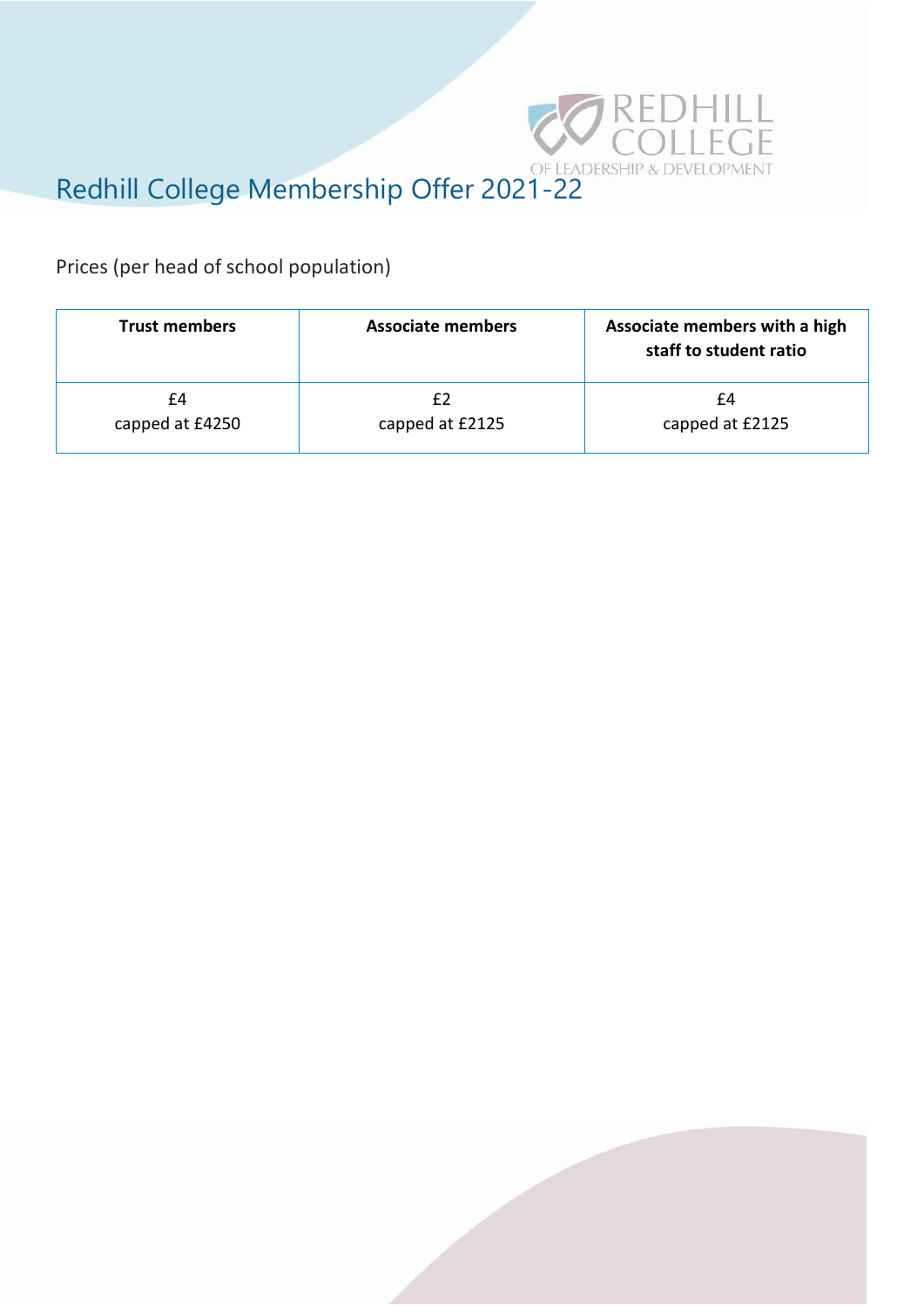# Redhill College Membership Offer 2021-22

Prices (per head of school population)

| Trust members | Associate members | Associate members with a high staff to student ratio |
| --- | --- | --- |
| £4<br>capped at £4250 | £2<br>capped at £2125 | £4<br>capped at £2125 |